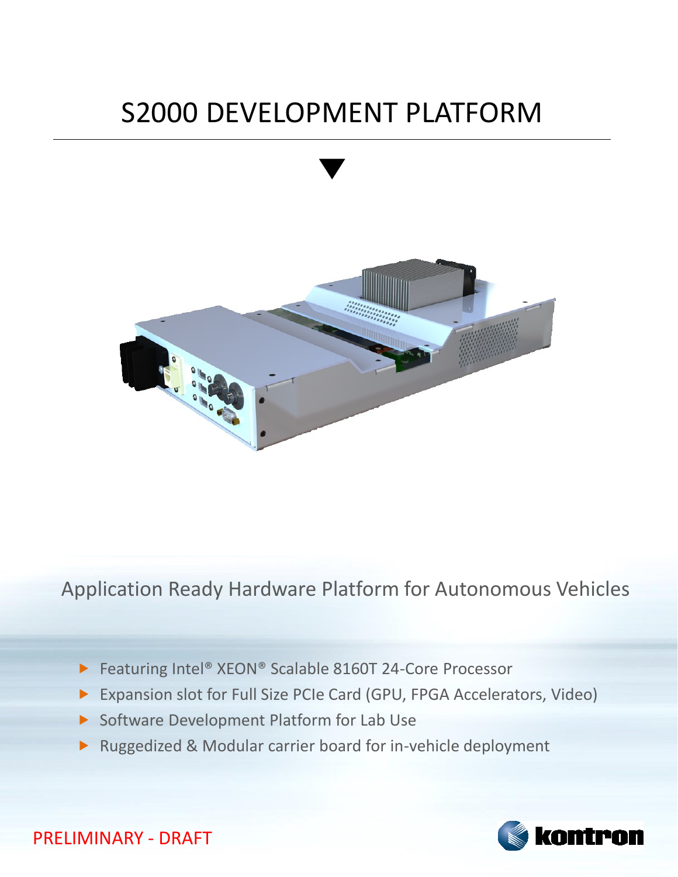# S2000 DEVELOPMENT PLATFORM

Application Ready Hardware Platform for Autonomous Vehicles

- Featuring Intel® XEON® Scalable 8160T 24-Core Processor
- Expansion slot for Full Size PCIe Card (GPU, FPGA Accelerators, Video)
- Software Development Platform for Lab Use
- Ruggedized & Modular carrier board for in-vehicle deployment

PRELIMINARY - DRAFT

kontron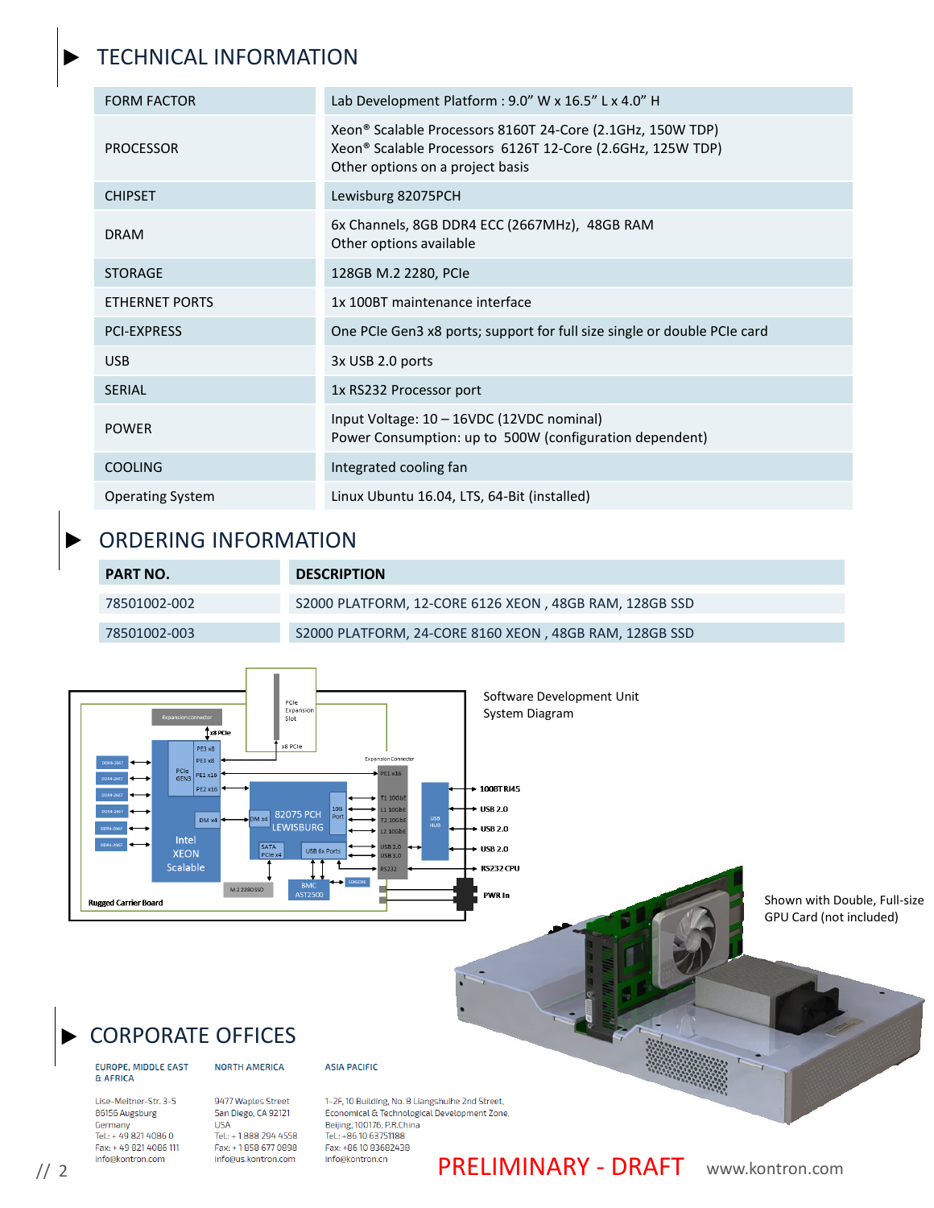## TECHNICAL INFORMATION

| | |
|---|---|
| FORM FACTOR | Lab Development Platform : 9.0" W x 16.5" L x 4.0" H |
| PROCESSOR | Xeon® Scalable Processors 8160T 24-Core (2.1GHz, 150W TDP)<br>Xeon® Scalable Processors 6126T 12-Core (2.6GHz, 125W TDP)<br>Other options on a project basis |
| CHIPSET | Lewisburg 82075PCH |
| DRAM | 6x Channels, 8GB DDR4 ECC (2667MHz), 48GB RAM<br>Other options available |
| STORAGE | 128GB M.2 2280, PCIe |
| ETHERNET PORTS | 1x 100BT maintenance interface |
| PCI-EXPRESS | One PCIe Gen3 x8 ports; support for full size single or double PCIe card |
| USB | 3x USB 2.0 ports |
| SERIAL | 1x RS232 Processor port |
| POWER | Input Voltage: 10 – 16VDC (12VDC nominal)<br>Power Consumption: up to 500W (configuration dependent) |
| COOLING | Integrated cooling fan |
| Operating System | Linux Ubuntu 16.04, LTS, 64-Bit (installed) |

## ORDERING INFORMATION

| PART NO. | DESCRIPTION |
|---|---|
| 78501002-002 | S2000 PLATFORM, 12-CORE 6126 XEON , 48GB RAM, 128GB SSD |
| 78501002-003 | S2000 PLATFORM, 24-CORE 8160 XEON , 48GB RAM, 128GB SSD |

Software Development Unit
System Diagram

PCIe Expansion Slot
x8 PCIe
Expansionconnector
x8 PCIe
Expansion Connector
DDR4-2667
DDR4-2667
DDR4-2667
DDR4-2667
DDR4-2667
DDR4-2667
PCIe GEN3
PE3 x8
PE3 x8
PE1 x16
PE2 x16
DM x4
Intel XEON Scalable
DM x4
82075 PCH LEWISBURG
10G Port
SATA PCIe x4
USB 6x Ports
PE1 x16
T1 10GbE
L1 10GbE
T2 10GbE
L2 10GbE
USB 2.0
USB 3.0
RS232
USB HUB
100BT RJ45
USB 2.0
USB 2.0
USB 2.0
RS232 CPU
PWR In
M.2 2280SSD
BMC AST2500
SENSORS
Rugged Carrier Board

Shown with Double, Full-size GPU Card (not included)

## CORPORATE OFFICES

**EUROPE, MIDDLE EAST & AFRICA**

Lise-Meitner-Str. 3-5
86156 Augsburg
Germany
Tel.: + 49 821 4086 0
Fax: + 49 821 4086 111
info@kontron.com

**NORTH AMERICA**

9477 Waples Street
San Diego, CA 92121
USA
Tel.: + 1 888 294 4558
Fax: + 1 858 677 0898
info@us.kontron.com

**ASIA PACIFIC**

1~2F, 10 Building, No. 8 Liangshuihe 2nd Street,
Economical & Technological Development Zone,
Beijing, 100176, P.R.China
Tel.: +86 10 63751188
Fax: +86 10 83682438
info@kontron.cn

PRELIMINARY - DRAFT

www.kontron.com